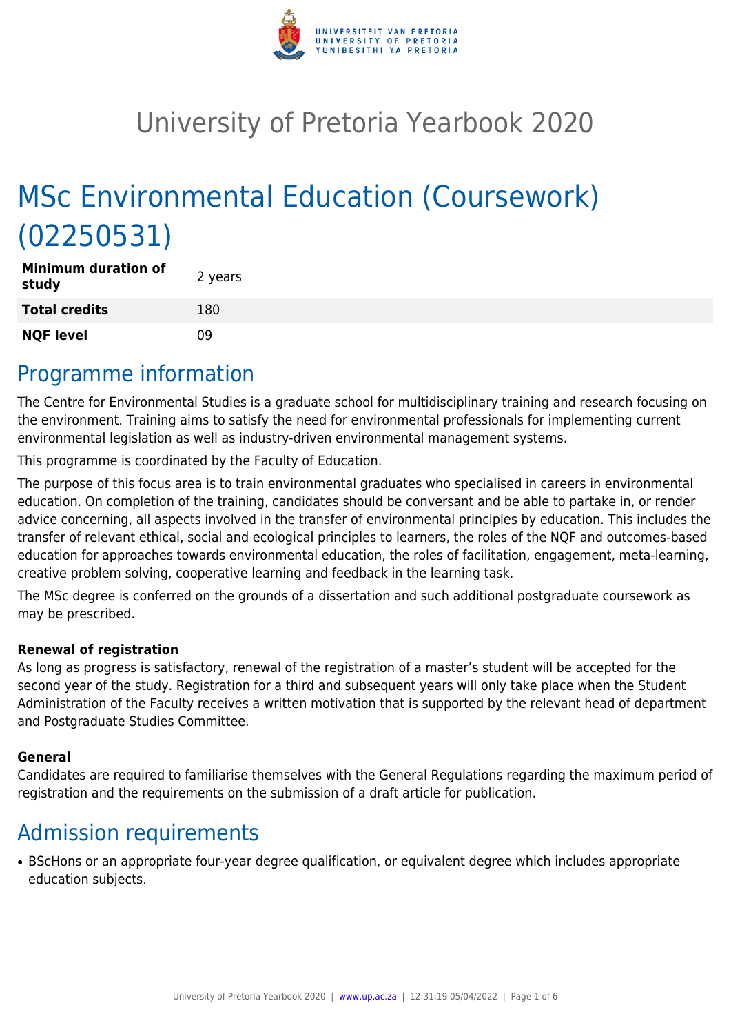# University of Pretoria Yearbook 2020

# MSc Environmental Education (Coursework) (02250531)

| **Minimum duration of study** | 2 years |
|---|---|
| **Total credits** | 180 |
| **NQF level** | 09 |

## Programme information

The Centre for Environmental Studies is a graduate school for multidisciplinary training and research focusing on the environment. Training aims to satisfy the need for environmental professionals for implementing current environmental legislation as well as industry-driven environmental management systems.

This programme is coordinated by the Faculty of Education.

The purpose of this focus area is to train environmental graduates who specialised in careers in environmental education. On completion of the training, candidates should be conversant and be able to partake in, or render advice concerning, all aspects involved in the transfer of environmental principles by education. This includes the transfer of relevant ethical, social and ecological principles to learners, the roles of the NQF and outcomes-based education for approaches towards environmental education, the roles of facilitation, engagement, meta-learning, creative problem solving, cooperative learning and feedback in the learning task.

The MSc degree is conferred on the grounds of a dissertation and such additional postgraduate coursework as may be prescribed.

**Renewal of registration**

As long as progress is satisfactory, renewal of the registration of a master's student will be accepted for the second year of the study. Registration for a third and subsequent years will only take place when the Student Administration of the Faculty receives a written motivation that is supported by the relevant head of department and Postgraduate Studies Committee.

**General**

Candidates are required to familiarise themselves with the General Regulations regarding the maximum period of registration and the requirements on the submission of a draft article for publication.

## Admission requirements

- BScHons or an appropriate four-year degree qualification, or equivalent degree which includes appropriate education subjects.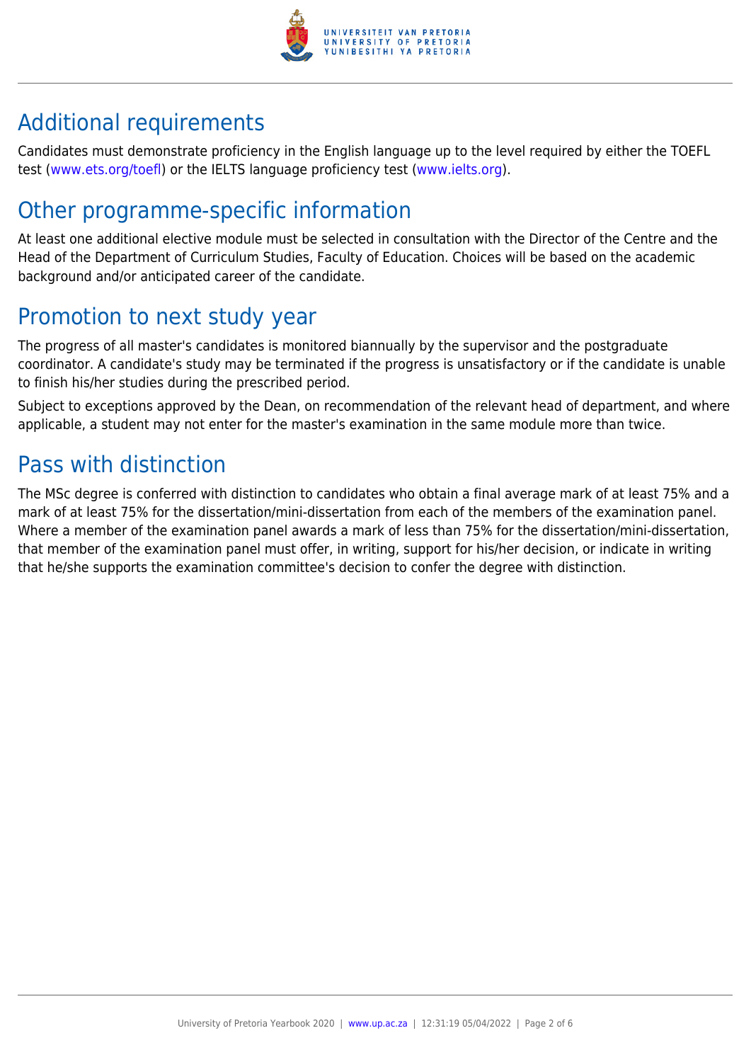## Additional requirements

Candidates must demonstrate proficiency in the English language up to the level required by either the TOEFL test (www.ets.org/toefl) or the IELTS language proficiency test (www.ielts.org).

## Other programme-specific information

At least one additional elective module must be selected in consultation with the Director of the Centre and the Head of the Department of Curriculum Studies, Faculty of Education. Choices will be based on the academic background and/or anticipated career of the candidate.

## Promotion to next study year

The progress of all master's candidates is monitored biannually by the supervisor and the postgraduate coordinator. A candidate's study may be terminated if the progress is unsatisfactory or if the candidate is unable to finish his/her studies during the prescribed period.

Subject to exceptions approved by the Dean, on recommendation of the relevant head of department, and where applicable, a student may not enter for the master's examination in the same module more than twice.

## Pass with distinction

The MSc degree is conferred with distinction to candidates who obtain a final average mark of at least 75% and a mark of at least 75% for the dissertation/mini-dissertation from each of the members of the examination panel. Where a member of the examination panel awards a mark of less than 75% for the dissertation/mini-dissertation, that member of the examination panel must offer, in writing, support for his/her decision, or indicate in writing that he/she supports the examination committee's decision to confer the degree with distinction.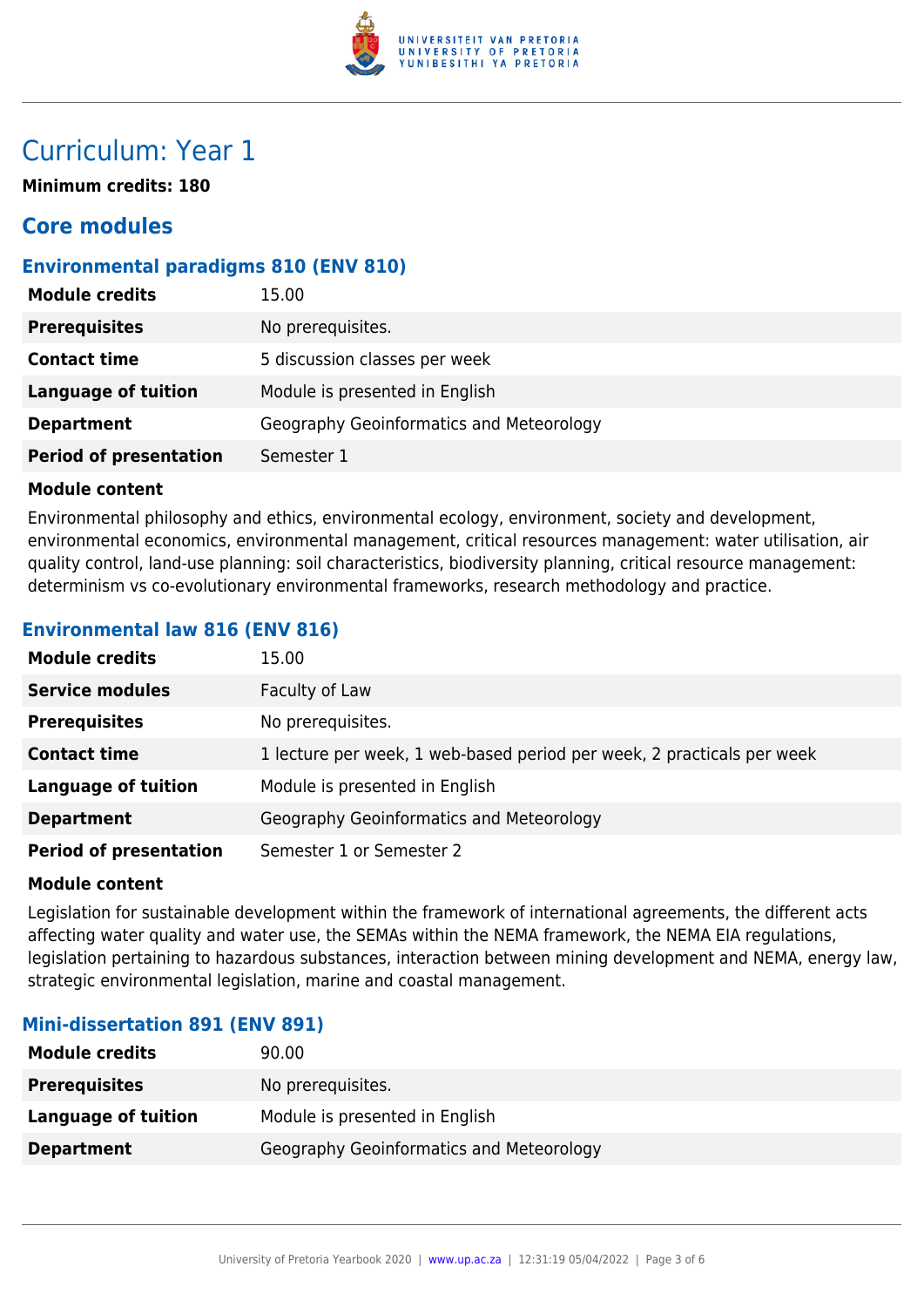# Curriculum: Year 1

**Minimum credits: 180**

## Core modules

### Environmental paradigms 810 (ENV 810)

| | |
|---|---|
| **Module credits** | 15.00 |
| **Prerequisites** | No prerequisites. |
| **Contact time** | 5 discussion classes per week |
| **Language of tuition** | Module is presented in English |
| **Department** | Geography Geoinformatics and Meteorology |
| **Period of presentation** | Semester 1 |

**Module content**

Environmental philosophy and ethics, environmental ecology, environment, society and development, environmental economics, environmental management, critical resources management: water utilisation, air quality control, land-use planning: soil characteristics, biodiversity planning, critical resource management: determinism vs co-evolutionary environmental frameworks, research methodology and practice.

### Environmental law 816 (ENV 816)

| | |
|---|---|
| **Module credits** | 15.00 |
| **Service modules** | Faculty of Law |
| **Prerequisites** | No prerequisites. |
| **Contact time** | 1 lecture per week, 1 web-based period per week, 2 practicals per week |
| **Language of tuition** | Module is presented in English |
| **Department** | Geography Geoinformatics and Meteorology |
| **Period of presentation** | Semester 1 or Semester 2 |

**Module content**

Legislation for sustainable development within the framework of international agreements, the different acts affecting water quality and water use, the SEMAs within the NEMA framework, the NEMA EIA regulations, legislation pertaining to hazardous substances, interaction between mining development and NEMA, energy law, strategic environmental legislation, marine and coastal management.

### Mini-dissertation 891 (ENV 891)

| | |
|---|---|
| **Module credits** | 90.00 |
| **Prerequisites** | No prerequisites. |
| **Language of tuition** | Module is presented in English |
| **Department** | Geography Geoinformatics and Meteorology |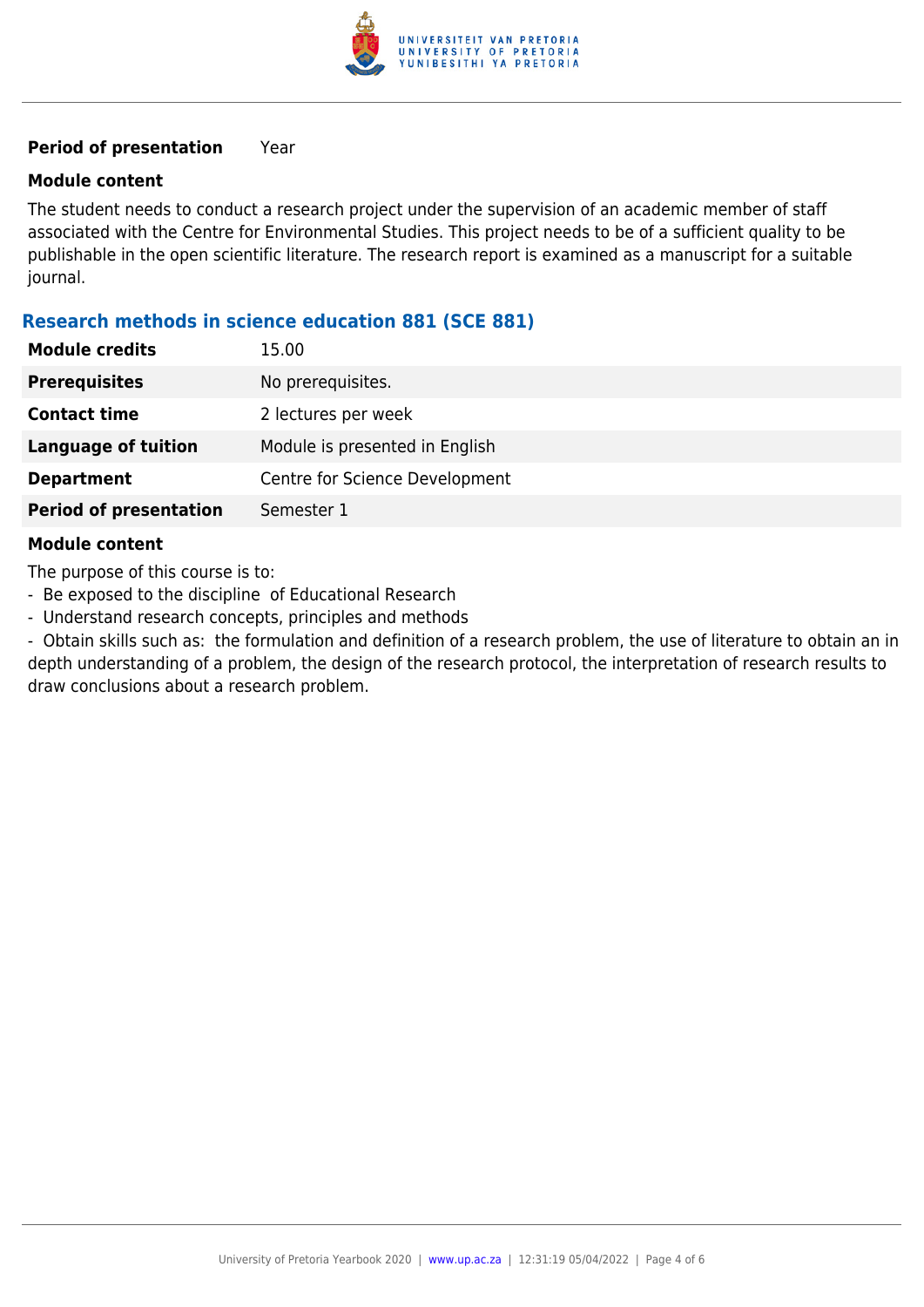| | |
|---|---|
| **Period of presentation** | Year |

**Module content**

The student needs to conduct a research project under the supervision of an academic member of staff associated with the Centre for Environmental Studies. This project needs to be of a sufficient quality to be publishable in the open scientific literature. The research report is examined as a manuscript for a suitable journal.

## Research methods in science education 881 (SCE 881)

| | |
|---|---|
| **Module credits** | 15.00 |
| **Prerequisites** | No prerequisites. |
| **Contact time** | 2 lectures per week |
| **Language of tuition** | Module is presented in English |
| **Department** | Centre for Science Development |
| **Period of presentation** | Semester 1 |

**Module content**

The purpose of this course is to:

- Be exposed to the discipline of Educational Research
- Understand research concepts, principles and methods
- Obtain skills such as: the formulation and definition of a research problem, the use of literature to obtain an in depth understanding of a problem, the design of the research protocol, the interpretation of research results to draw conclusions about a research problem.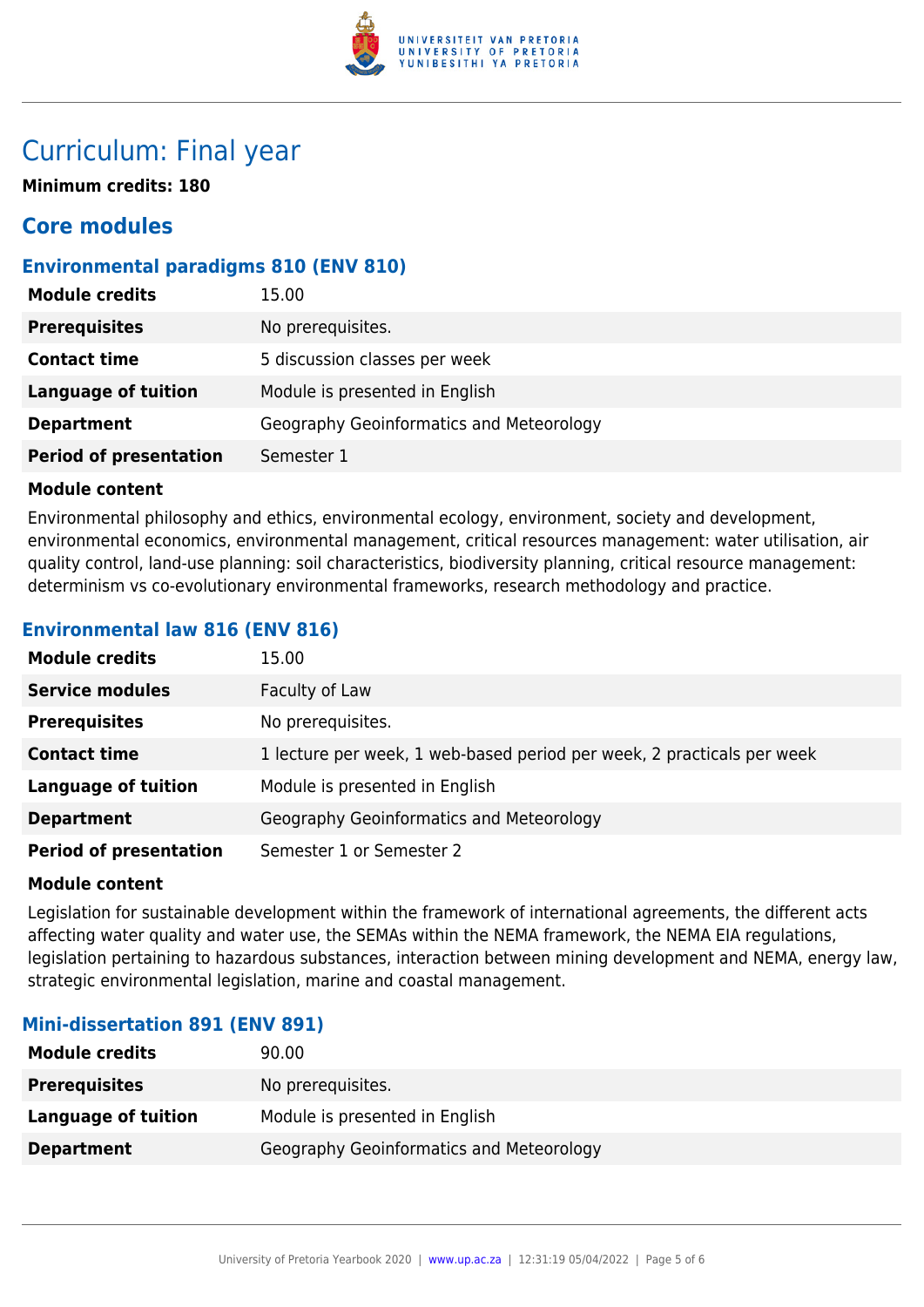# Curriculum: Final year

**Minimum credits: 180**

## Core modules

### Environmental paradigms 810 (ENV 810)

| | |
|---|---|
| **Module credits** | 15.00 |
| **Prerequisites** | No prerequisites. |
| **Contact time** | 5 discussion classes per week |
| **Language of tuition** | Module is presented in English |
| **Department** | Geography Geoinformatics and Meteorology |
| **Period of presentation** | Semester 1 |

**Module content**

Environmental philosophy and ethics, environmental ecology, environment, society and development, environmental economics, environmental management, critical resources management: water utilisation, air quality control, land-use planning: soil characteristics, biodiversity planning, critical resource management: determinism vs co-evolutionary environmental frameworks, research methodology and practice.

### Environmental law 816 (ENV 816)

| | |
|---|---|
| **Module credits** | 15.00 |
| **Service modules** | Faculty of Law |
| **Prerequisites** | No prerequisites. |
| **Contact time** | 1 lecture per week, 1 web-based period per week, 2 practicals per week |
| **Language of tuition** | Module is presented in English |
| **Department** | Geography Geoinformatics and Meteorology |
| **Period of presentation** | Semester 1 or Semester 2 |

**Module content**

Legislation for sustainable development within the framework of international agreements, the different acts affecting water quality and water use, the SEMAs within the NEMA framework, the NEMA EIA regulations, legislation pertaining to hazardous substances, interaction between mining development and NEMA, energy law, strategic environmental legislation, marine and coastal management.

### Mini-dissertation 891 (ENV 891)

| | |
|---|---|
| **Module credits** | 90.00 |
| **Prerequisites** | No prerequisites. |
| **Language of tuition** | Module is presented in English |
| **Department** | Geography Geoinformatics and Meteorology |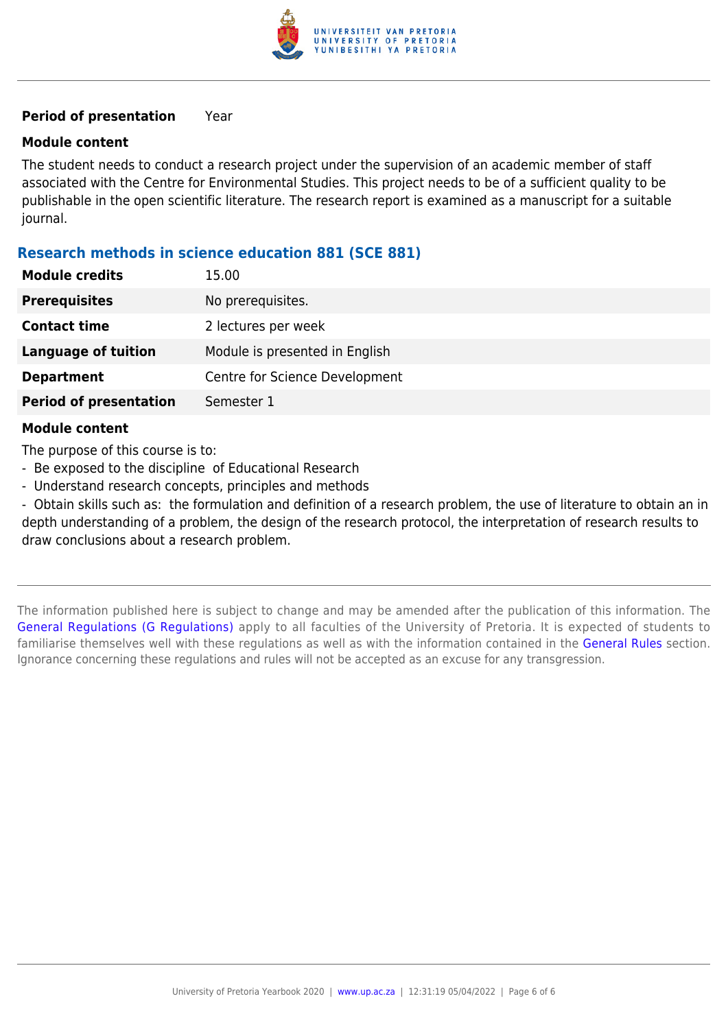| | |
|---|---|
| **Period of presentation** | Year |

**Module content**

The student needs to conduct a research project under the supervision of an academic member of staff associated with the Centre for Environmental Studies. This project needs to be of a sufficient quality to be publishable in the open scientific literature. The research report is examined as a manuscript for a suitable journal.

### Research methods in science education 881 (SCE 881)

| | |
|---|---|
| **Module credits** | 15.00 |
| **Prerequisites** | No prerequisites. |
| **Contact time** | 2 lectures per week |
| **Language of tuition** | Module is presented in English |
| **Department** | Centre for Science Development |
| **Period of presentation** | Semester 1 |

**Module content**

The purpose of this course is to:
- Be exposed to the discipline of Educational Research
- Understand research concepts, principles and methods
- Obtain skills such as: the formulation and definition of a research problem, the use of literature to obtain an in depth understanding of a problem, the design of the research protocol, the interpretation of research results to draw conclusions about a research problem.

The information published here is subject to change and may be amended after the publication of this information. The General Regulations (G Regulations) apply to all faculties of the University of Pretoria. It is expected of students to familiarise themselves well with these regulations as well as with the information contained in the General Rules section. Ignorance concerning these regulations and rules will not be accepted as an excuse for any transgression.